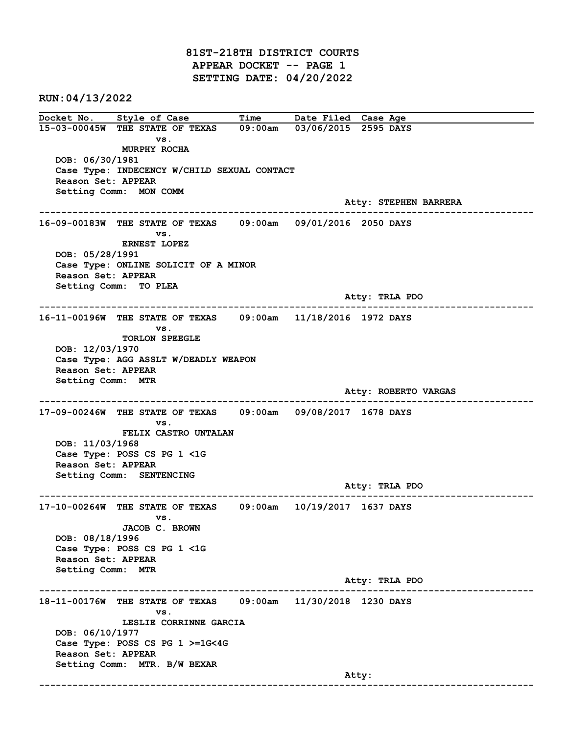# 81ST-218TH DISTRICT COURTS
## APPEAR DOCKET -- PAGE 1
## SETTING DATE: 04/20/2022

**RUN:04/13/2022**

| Docket No. | Style of Case | Time | Date Filed | Case Age |
|---|---|---|---|---|

**15-03-00045W** THE STATE OF TEXAS vs. MURPHY ROCHA — 09:00am — 03/06/2015 — 2595 DAYS

DOB: 06/30/1981
Case Type: INDECENCY W/CHILD SEXUAL CONTACT
Reason Set: APPEAR
Setting Comm: MON COMM
Atty: STEPHEN BARRERA

---

**16-09-00183W** THE STATE OF TEXAS vs. ERNEST LOPEZ — 09:00am — 09/01/2016 — 2050 DAYS

DOB: 05/28/1991
Case Type: ONLINE SOLICIT OF A MINOR
Reason Set: APPEAR
Setting Comm: TO PLEA
Atty: TRLA PDO

---

**16-11-00196W** THE STATE OF TEXAS vs. TORLON SPEEGLE — 09:00am — 11/18/2016 — 1972 DAYS

DOB: 12/03/1970
Case Type: AGG ASSLT W/DEADLY WEAPON
Reason Set: APPEAR
Setting Comm: MTR
Atty: ROBERTO VARGAS

---

**17-09-00246W** THE STATE OF TEXAS vs. FELIX CASTRO UNTALAN — 09:00am — 09/08/2017 — 1678 DAYS

DOB: 11/03/1968
Case Type: POSS CS PG 1 <1G
Reason Set: APPEAR
Setting Comm: SENTENCING
Atty: TRLA PDO

---

**17-10-00264W** THE STATE OF TEXAS vs. JACOB C. BROWN — 09:00am — 10/19/2017 — 1637 DAYS

DOB: 08/18/1996
Case Type: POSS CS PG 1 <1G
Reason Set: APPEAR
Setting Comm: MTR
Atty: TRLA PDO

---

**18-11-00176W** THE STATE OF TEXAS vs. LESLIE CORRINNE GARCIA — 09:00am — 11/30/2018 — 1230 DAYS

DOB: 06/10/1977
Case Type: POSS CS PG 1 >=1G<4G
Reason Set: APPEAR
Setting Comm: MTR. B/W BEXAR
Atty:

---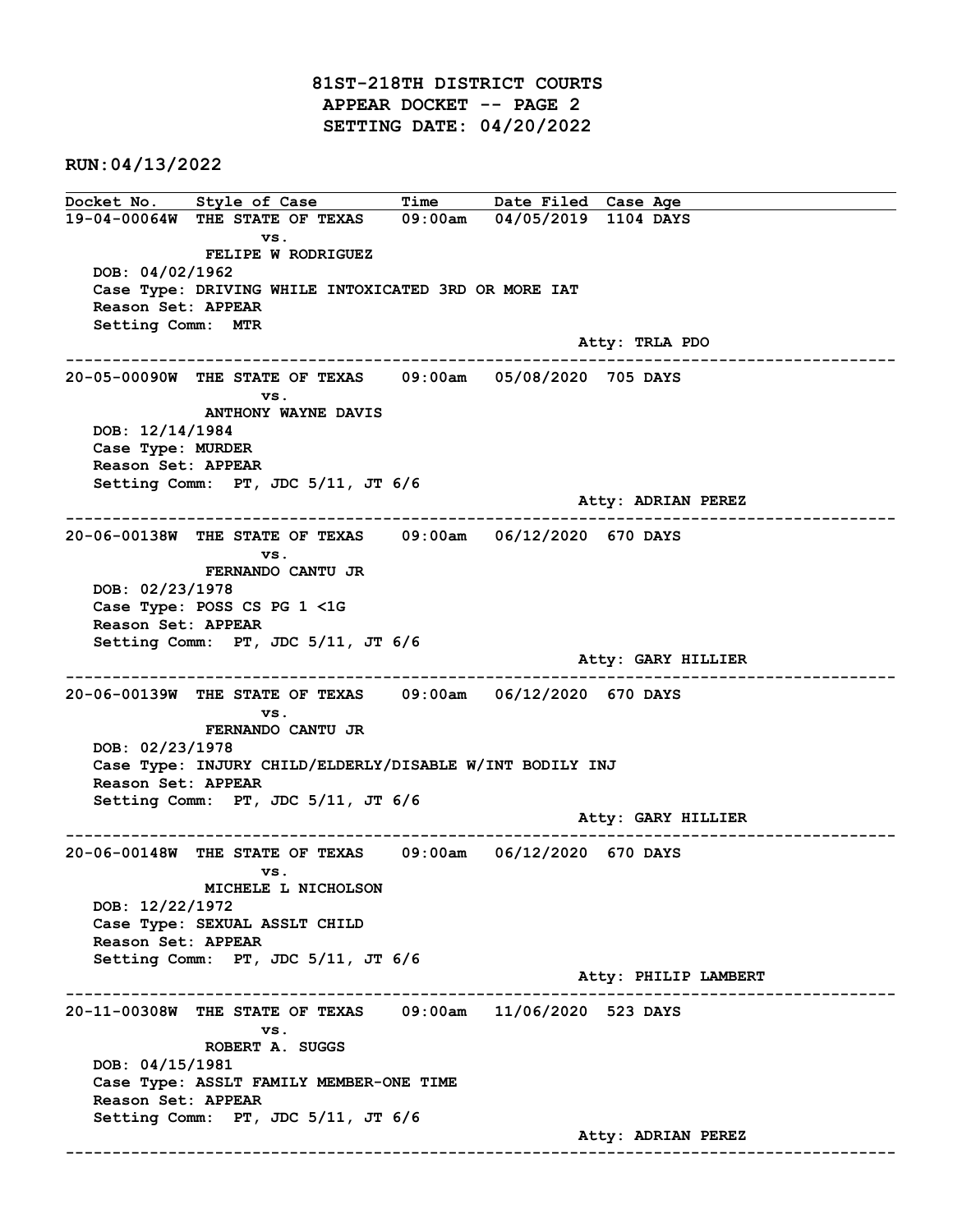# 81ST-218TH DISTRICT COURTS
## APPEAR DOCKET -- PAGE 2
## SETTING DATE: 04/20/2022

**RUN:04/13/2022**

| Docket No. | Style of Case | Time | Date Filed | Case Age |
|---|---|---|---|---|

**19-04-00064W** THE STATE OF TEXAS vs. FELIPE W RODRIGUEZ — 09:00am — 04/05/2019 — 1104 DAYS

DOB: 04/02/1962
Case Type: DRIVING WHILE INTOXICATED 3RD OR MORE IAT
Reason Set: APPEAR
Setting Comm: MTR
Atty: TRLA PDO

---

**20-05-00090W** THE STATE OF TEXAS vs. ANTHONY WAYNE DAVIS — 09:00am — 05/08/2020 — 705 DAYS

DOB: 12/14/1984
Case Type: MURDER
Reason Set: APPEAR
Setting Comm: PT, JDC 5/11, JT 6/6
Atty: ADRIAN PEREZ

---

**20-06-00138W** THE STATE OF TEXAS vs. FERNANDO CANTU JR — 09:00am — 06/12/2020 — 670 DAYS

DOB: 02/23/1978
Case Type: POSS CS PG 1 <1G
Reason Set: APPEAR
Setting Comm: PT, JDC 5/11, JT 6/6
Atty: GARY HILLIER

---

**20-06-00139W** THE STATE OF TEXAS vs. FERNANDO CANTU JR — 09:00am — 06/12/2020 — 670 DAYS

DOB: 02/23/1978
Case Type: INJURY CHILD/ELDERLY/DISABLE W/INT BODILY INJ
Reason Set: APPEAR
Setting Comm: PT, JDC 5/11, JT 6/6
Atty: GARY HILLIER

---

**20-06-00148W** THE STATE OF TEXAS vs. MICHELE L NICHOLSON — 09:00am — 06/12/2020 — 670 DAYS

DOB: 12/22/1972
Case Type: SEXUAL ASSLT CHILD
Reason Set: APPEAR
Setting Comm: PT, JDC 5/11, JT 6/6
Atty: PHILIP LAMBERT

---

**20-11-00308W** THE STATE OF TEXAS vs. ROBERT A. SUGGS — 09:00am — 11/06/2020 — 523 DAYS

DOB: 04/15/1981
Case Type: ASSLT FAMILY MEMBER-ONE TIME
Reason Set: APPEAR
Setting Comm: PT, JDC 5/11, JT 6/6
Atty: ADRIAN PEREZ

---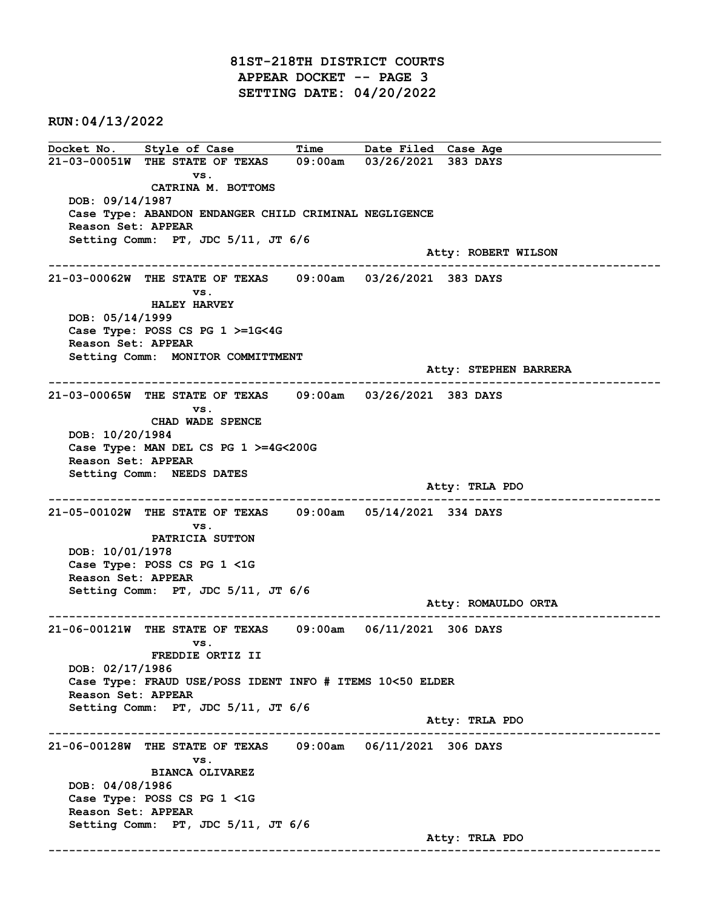# 81ST-218TH DISTRICT COURTS
## APPEAR DOCKET -- PAGE 3
## SETTING DATE: 04/20/2022

**RUN:04/13/2022**

| Docket No. | Style of Case | Time | Date Filed | Case Age |
|---|---|---|---|---|

**21-03-00051W** THE STATE OF TEXAS vs. CATRINA M. BOTTOMS — 09:00am — 03/26/2021 — 383 DAYS

DOB: 09/14/1987
Case Type: ABANDON ENDANGER CHILD CRIMINAL NEGLIGENCE
Reason Set: APPEAR
Setting Comm: PT, JDC 5/11, JT 6/6
Atty: ROBERT WILSON

---

**21-03-00062W** THE STATE OF TEXAS vs. HALEY HARVEY — 09:00am — 03/26/2021 — 383 DAYS

DOB: 05/14/1999
Case Type: POSS CS PG 1 >=1G<4G
Reason Set: APPEAR
Setting Comm: MONITOR COMMITTMENT
Atty: STEPHEN BARRERA

---

**21-03-00065W** THE STATE OF TEXAS vs. CHAD WADE SPENCE — 09:00am — 03/26/2021 — 383 DAYS

DOB: 10/20/1984
Case Type: MAN DEL CS PG 1 >=4G<200G
Reason Set: APPEAR
Setting Comm: NEEDS DATES
Atty: TRLA PDO

---

**21-05-00102W** THE STATE OF TEXAS vs. PATRICIA SUTTON — 09:00am — 05/14/2021 — 334 DAYS

DOB: 10/01/1978
Case Type: POSS CS PG 1 <1G
Reason Set: APPEAR
Setting Comm: PT, JDC 5/11, JT 6/6
Atty: ROMAULDO ORTA

---

**21-06-00121W** THE STATE OF TEXAS vs. FREDDIE ORTIZ II — 09:00am — 06/11/2021 — 306 DAYS

DOB: 02/17/1986
Case Type: FRAUD USE/POSS IDENT INFO # ITEMS 10<50 ELDER
Reason Set: APPEAR
Setting Comm: PT, JDC 5/11, JT 6/6
Atty: TRLA PDO

---

**21-06-00128W** THE STATE OF TEXAS vs. BIANCA OLIVAREZ — 09:00am — 06/11/2021 — 306 DAYS

DOB: 04/08/1986
Case Type: POSS CS PG 1 <1G
Reason Set: APPEAR
Setting Comm: PT, JDC 5/11, JT 6/6
Atty: TRLA PDO

---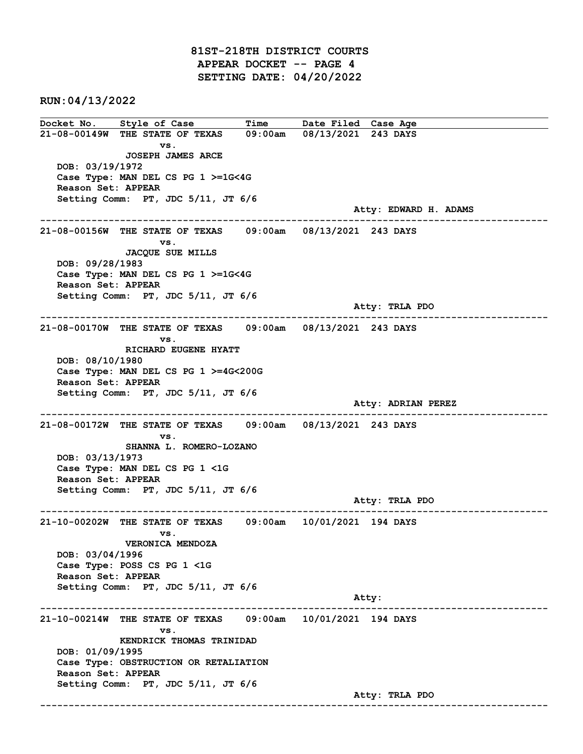# 81ST-218TH DISTRICT COURTS
## APPEAR DOCKET -- PAGE 4
## SETTING DATE: 04/20/2022

**RUN:04/13/2022**

| Docket No. | Style of Case | Time | Date Filed | Case Age |
|---|---|---|---|---|

**21-08-00149W** THE STATE OF TEXAS vs. JOSEPH JAMES ARCE — 09:00am — 08/13/2021 — 243 DAYS
DOB: 03/19/1972
Case Type: MAN DEL CS PG 1 >=1G<4G
Reason Set: APPEAR
Setting Comm: PT, JDC 5/11, JT 6/6
Atty: EDWARD H. ADAMS

---

**21-08-00156W** THE STATE OF TEXAS vs. JACQUE SUE MILLS — 09:00am — 08/13/2021 — 243 DAYS
DOB: 09/28/1983
Case Type: MAN DEL CS PG 1 >=1G<4G
Reason Set: APPEAR
Setting Comm: PT, JDC 5/11, JT 6/6
Atty: TRLA PDO

---

**21-08-00170W** THE STATE OF TEXAS vs. RICHARD EUGENE HYATT — 09:00am — 08/13/2021 — 243 DAYS
DOB: 08/10/1980
Case Type: MAN DEL CS PG 1 >=4G<200G
Reason Set: APPEAR
Setting Comm: PT, JDC 5/11, JT 6/6
Atty: ADRIAN PEREZ

---

**21-08-00172W** THE STATE OF TEXAS vs. SHANNA L. ROMERO-LOZANO — 09:00am — 08/13/2021 — 243 DAYS
DOB: 03/13/1973
Case Type: MAN DEL CS PG 1 <1G
Reason Set: APPEAR
Setting Comm: PT, JDC 5/11, JT 6/6
Atty: TRLA PDO

---

**21-10-00202W** THE STATE OF TEXAS vs. VERONICA MENDOZA — 09:00am — 10/01/2021 — 194 DAYS
DOB: 03/04/1996
Case Type: POSS CS PG 1 <1G
Reason Set: APPEAR
Setting Comm: PT, JDC 5/11, JT 6/6
Atty:

---

**21-10-00214W** THE STATE OF TEXAS vs. KENDRICK THOMAS TRINIDAD — 09:00am — 10/01/2021 — 194 DAYS
DOB: 01/09/1995
Case Type: OBSTRUCTION OR RETALIATION
Reason Set: APPEAR
Setting Comm: PT, JDC 5/11, JT 6/6
Atty: TRLA PDO

---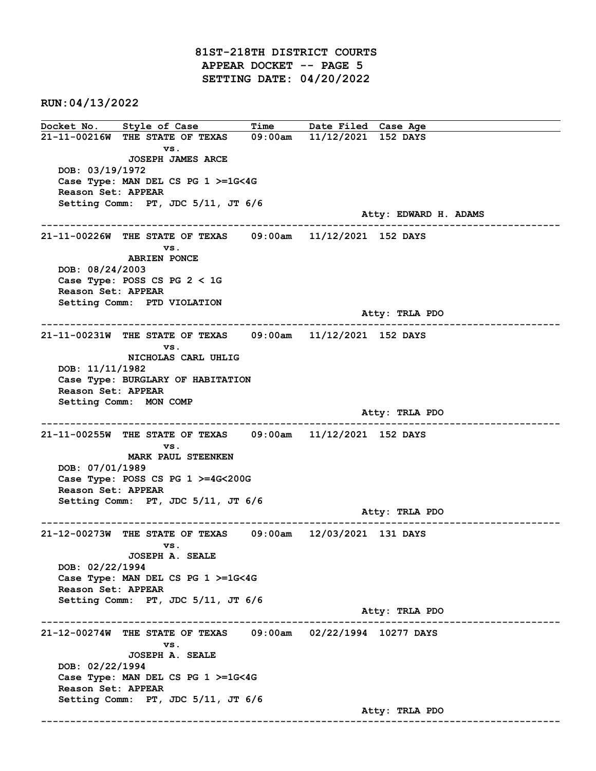# 81ST-218TH DISTRICT COURTS
## APPEAR DOCKET -- PAGE 5
## SETTING DATE: 04/20/2022

**RUN:04/13/2022**

| Docket No. | Style of Case | Time | Date Filed | Case Age |
|---|---|---|---|---|

---

**21-11-00216W** THE STATE OF TEXAS 09:00am 11/12/2021 152 DAYS
vs.
JOSEPH JAMES ARCE
DOB: 03/19/1972
Case Type: MAN DEL CS PG 1 >=1G<4G
Reason Set: APPEAR
Setting Comm: PT, JDC 5/11, JT 6/6
Atty: EDWARD H. ADAMS

---

**21-11-00226W** THE STATE OF TEXAS 09:00am 11/12/2021 152 DAYS
vs.
ABRIEN PONCE
DOB: 08/24/2003
Case Type: POSS CS PG 2 < 1G
Reason Set: APPEAR
Setting Comm: PTD VIOLATION
Atty: TRLA PDO

---

**21-11-00231W** THE STATE OF TEXAS 09:00am 11/12/2021 152 DAYS
vs.
NICHOLAS CARL UHLIG
DOB: 11/11/1982
Case Type: BURGLARY OF HABITATION
Reason Set: APPEAR
Setting Comm: MON COMP
Atty: TRLA PDO

---

**21-11-00255W** THE STATE OF TEXAS 09:00am 11/12/2021 152 DAYS
vs.
MARK PAUL STEENKEN
DOB: 07/01/1989
Case Type: POSS CS PG 1 >=4G<200G
Reason Set: APPEAR
Setting Comm: PT, JDC 5/11, JT 6/6
Atty: TRLA PDO

---

**21-12-00273W** THE STATE OF TEXAS 09:00am 12/03/2021 131 DAYS
vs.
JOSEPH A. SEALE
DOB: 02/22/1994
Case Type: MAN DEL CS PG 1 >=1G<4G
Reason Set: APPEAR
Setting Comm: PT, JDC 5/11, JT 6/6
Atty: TRLA PDO

---

**21-12-00274W** THE STATE OF TEXAS 09:00am 02/22/1994 10277 DAYS
vs.
JOSEPH A. SEALE
DOB: 02/22/1994
Case Type: MAN DEL CS PG 1 >=1G<4G
Reason Set: APPEAR
Setting Comm: PT, JDC 5/11, JT 6/6
Atty: TRLA PDO

---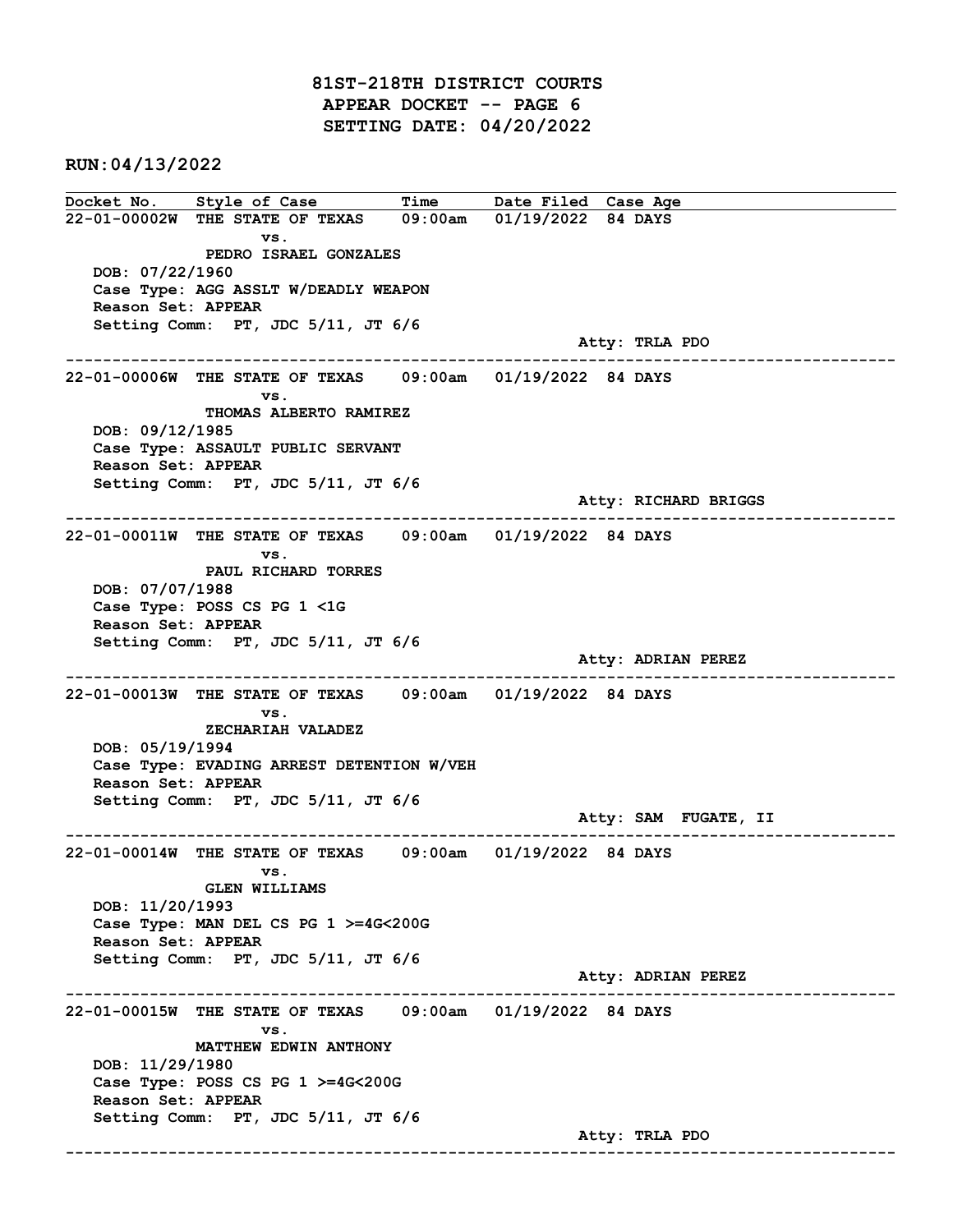# 81ST-218TH DISTRICT COURTS
## APPEAR DOCKET -- PAGE 6
## SETTING DATE: 04/20/2022

**RUN:04/13/2022**

| Docket No. | Style of Case | Time | Date Filed | Case Age |
|---|---|---|---|---|

**22-01-00002W** THE STATE OF TEXAS vs. PEDRO ISRAEL GONZALES — 09:00am — 01/19/2022 — 84 DAYS
DOB: 07/22/1960
Case Type: AGG ASSLT W/DEADLY WEAPON
Reason Set: APPEAR
Setting Comm: PT, JDC 5/11, JT 6/6
Atty: TRLA PDO

---

**22-01-00006W** THE STATE OF TEXAS vs. THOMAS ALBERTO RAMIREZ — 09:00am — 01/19/2022 — 84 DAYS
DOB: 09/12/1985
Case Type: ASSAULT PUBLIC SERVANT
Reason Set: APPEAR
Setting Comm: PT, JDC 5/11, JT 6/6
Atty: RICHARD BRIGGS

---

**22-01-00011W** THE STATE OF TEXAS vs. PAUL RICHARD TORRES — 09:00am — 01/19/2022 — 84 DAYS
DOB: 07/07/1988
Case Type: POSS CS PG 1 <1G
Reason Set: APPEAR
Setting Comm: PT, JDC 5/11, JT 6/6
Atty: ADRIAN PEREZ

---

**22-01-00013W** THE STATE OF TEXAS vs. ZECHARIAH VALADEZ — 09:00am — 01/19/2022 — 84 DAYS
DOB: 05/19/1994
Case Type: EVADING ARREST DETENTION W/VEH
Reason Set: APPEAR
Setting Comm: PT, JDC 5/11, JT 6/6
Atty: SAM FUGATE, II

---

**22-01-00014W** THE STATE OF TEXAS vs. GLEN WILLIAMS — 09:00am — 01/19/2022 — 84 DAYS
DOB: 11/20/1993
Case Type: MAN DEL CS PG 1 >=4G<200G
Reason Set: APPEAR
Setting Comm: PT, JDC 5/11, JT 6/6
Atty: ADRIAN PEREZ

---

**22-01-00015W** THE STATE OF TEXAS vs. MATTHEW EDWIN ANTHONY — 09:00am — 01/19/2022 — 84 DAYS
DOB: 11/29/1980
Case Type: POSS CS PG 1 >=4G<200G
Reason Set: APPEAR
Setting Comm: PT, JDC 5/11, JT 6/6
Atty: TRLA PDO

---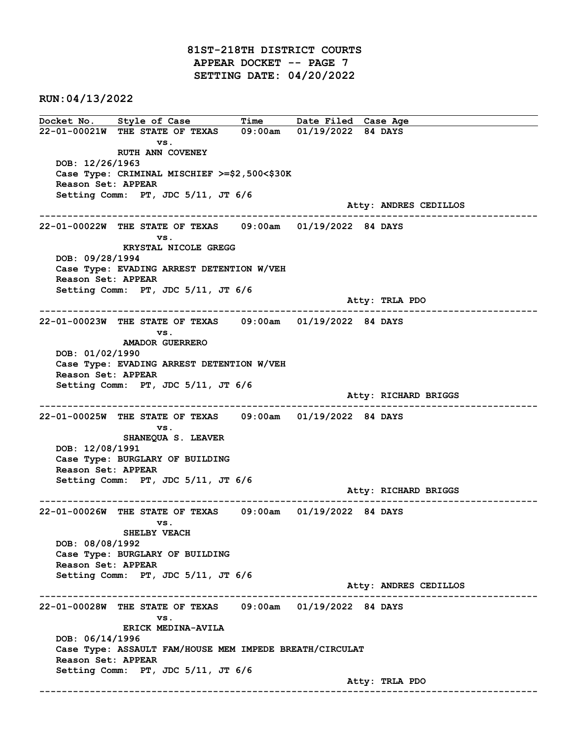# 81ST-218TH DISTRICT COURTS
## APPEAR DOCKET -- PAGE 7
## SETTING DATE: 04/20/2022

**RUN:04/13/2022**

| Docket No. | Style of Case | Time | Date Filed | Case Age |
|---|---|---|---|---|

---

**22-01-00021W** THE STATE OF TEXAS vs. RUTH ANN COVENEY — 09:00am — 01/19/2022 — 84 DAYS

DOB: 12/26/1963
Case Type: CRIMINAL MISCHIEF >=$2,500<$30K
Reason Set: APPEAR
Setting Comm: PT, JDC 5/11, JT 6/6
Atty: ANDRES CEDILLOS

---

**22-01-00022W** THE STATE OF TEXAS vs. KRYSTAL NICOLE GREGG — 09:00am — 01/19/2022 — 84 DAYS

DOB: 09/28/1994
Case Type: EVADING ARREST DETENTION W/VEH
Reason Set: APPEAR
Setting Comm: PT, JDC 5/11, JT 6/6
Atty: TRLA PDO

---

**22-01-00023W** THE STATE OF TEXAS vs. AMADOR GUERRERO — 09:00am — 01/19/2022 — 84 DAYS

DOB: 01/02/1990
Case Type: EVADING ARREST DETENTION W/VEH
Reason Set: APPEAR
Setting Comm: PT, JDC 5/11, JT 6/6
Atty: RICHARD BRIGGS

---

**22-01-00025W** THE STATE OF TEXAS vs. SHANEQUA S. LEAVER — 09:00am — 01/19/2022 — 84 DAYS

DOB: 12/08/1991
Case Type: BURGLARY OF BUILDING
Reason Set: APPEAR
Setting Comm: PT, JDC 5/11, JT 6/6
Atty: RICHARD BRIGGS

---

**22-01-00026W** THE STATE OF TEXAS vs. SHELBY VEACH — 09:00am — 01/19/2022 — 84 DAYS

DOB: 08/08/1992
Case Type: BURGLARY OF BUILDING
Reason Set: APPEAR
Setting Comm: PT, JDC 5/11, JT 6/6
Atty: ANDRES CEDILLOS

---

**22-01-00028W** THE STATE OF TEXAS vs. ERICK MEDINA-AVILA — 09:00am — 01/19/2022 — 84 DAYS

DOB: 06/14/1996
Case Type: ASSAULT FAM/HOUSE MEM IMPEDE BREATH/CIRCULAT
Reason Set: APPEAR
Setting Comm: PT, JDC 5/11, JT 6/6
Atty: TRLA PDO

---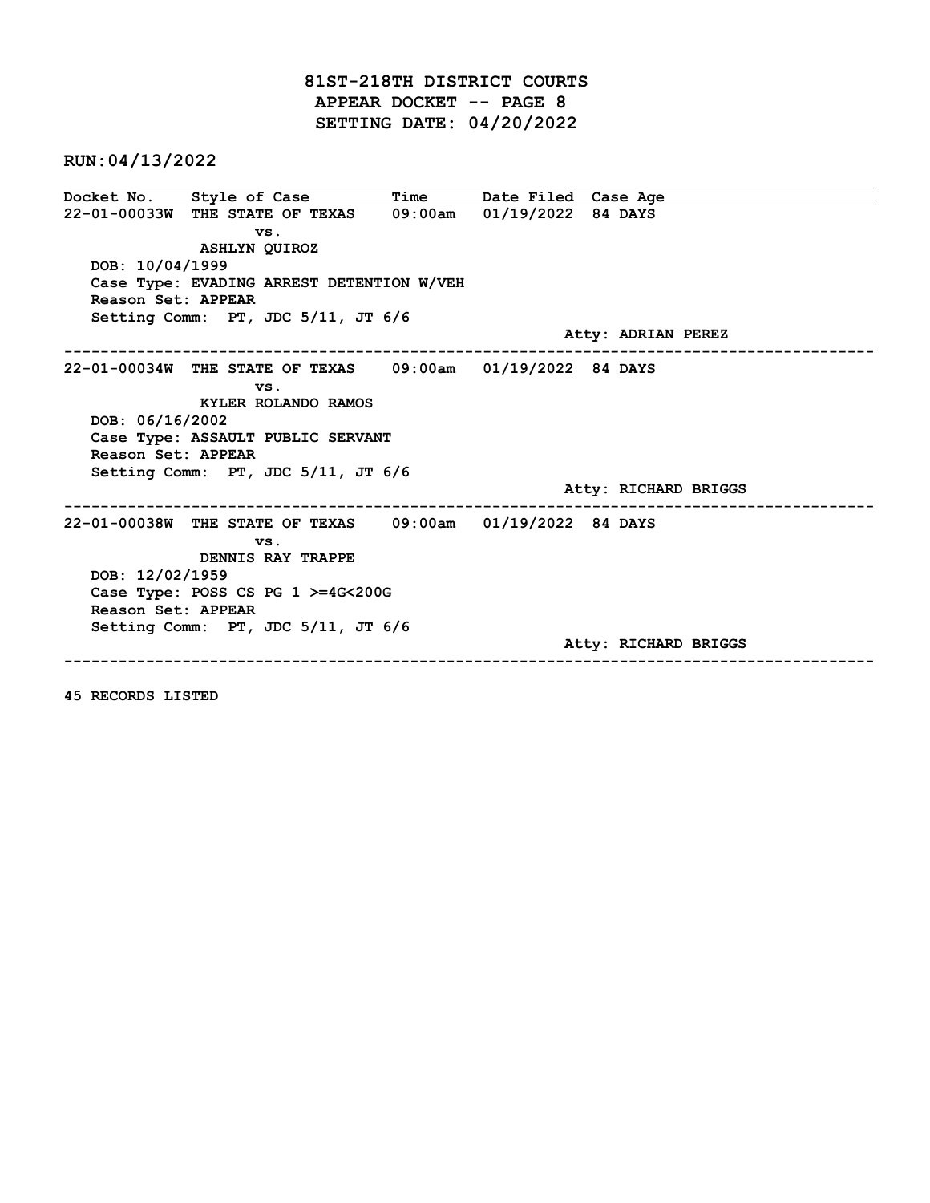# 81ST-218TH DISTRICT COURTS
## APPEAR DOCKET -- PAGE 8
## SETTING DATE: 04/20/2022

RUN:04/13/2022

| Docket No. | Style of Case | Time | Date Filed | Case Age |
|---|---|---|---|---|
| 22-01-00033W | THE STATE OF TEXAS vs. ASHLYN QUIROZ | 09:00am | 01/19/2022 | 84 DAYS |

DOB: 10/04/1999
Case Type: EVADING ARREST DETENTION W/VEH
Reason Set: APPEAR
Setting Comm: PT, JDC 5/11, JT 6/6
Atty: ADRIAN PEREZ

---

| Docket No. | Style of Case | Time | Date Filed | Case Age |
|---|---|---|---|---|
| 22-01-00034W | THE STATE OF TEXAS vs. KYLER ROLANDO RAMOS | 09:00am | 01/19/2022 | 84 DAYS |

DOB: 06/16/2002
Case Type: ASSAULT PUBLIC SERVANT
Reason Set: APPEAR
Setting Comm: PT, JDC 5/11, JT 6/6
Atty: RICHARD BRIGGS

---

| Docket No. | Style of Case | Time | Date Filed | Case Age |
|---|---|---|---|---|
| 22-01-00038W | THE STATE OF TEXAS vs. DENNIS RAY TRAPPE | 09:00am | 01/19/2022 | 84 DAYS |

DOB: 12/02/1959
Case Type: POSS CS PG 1 >=4G<200G
Reason Set: APPEAR
Setting Comm: PT, JDC 5/11, JT 6/6
Atty: RICHARD BRIGGS

---

45 RECORDS LISTED